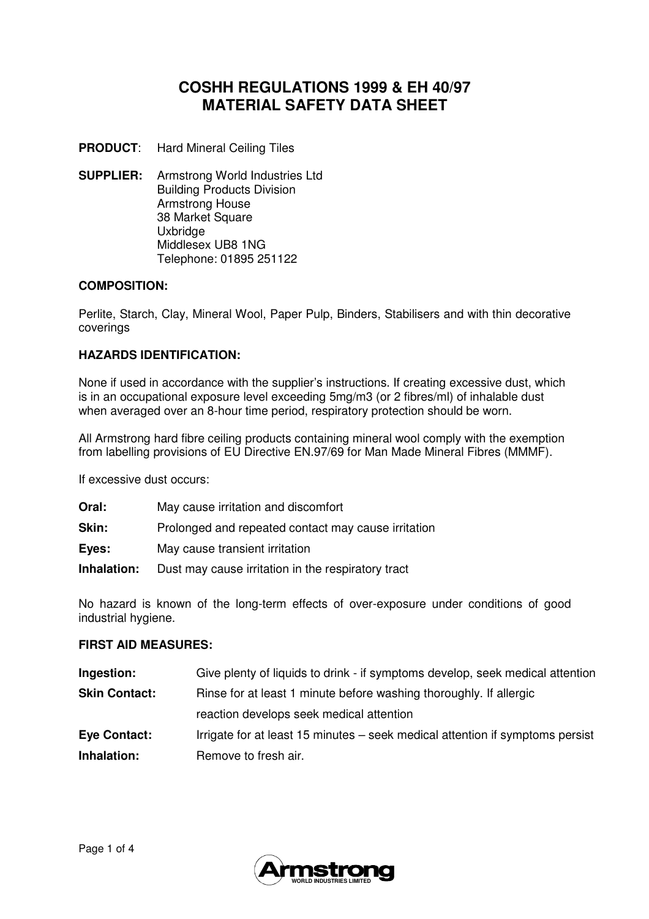# COSHH REGULATIONS 1999 & EH 40/97
# MATERIAL SAFETY DATA SHEET

**PRODUCT**: Hard Mineral Ceiling Tiles

**SUPPLIER:** Armstrong World Industries Ltd
Building Products Division
Armstrong House
38 Market Square
Uxbridge
Middlesex UB8 1NG
Telephone: 01895 251122

## COMPOSITION:

Perlite, Starch, Clay, Mineral Wool, Paper Pulp, Binders, Stabilisers and with thin decorative coverings

## HAZARDS IDENTIFICATION:

None if used in accordance with the supplier's instructions. If creating excessive dust, which is in an occupational exposure level exceeding 5mg/m3 (or 2 fibres/ml) of inhalable dust when averaged over an 8-hour time period, respiratory protection should be worn.

All Armstrong hard fibre ceiling products containing mineral wool comply with the exemption from labelling provisions of EU Directive EN.97/69 for Man Made Mineral Fibres (MMMF).

If excessive dust occurs:

**Oral:** May cause irritation and discomfort

**Skin:** Prolonged and repeated contact may cause irritation

**Eyes:** May cause transient irritation

**Inhalation:** Dust may cause irritation in the respiratory tract

No hazard is known of the long-term effects of over-exposure under conditions of good industrial hygiene.

## FIRST AID MEASURES:

**Ingestion:** Give plenty of liquids to drink - if symptoms develop, seek medical attention

**Skin Contact:** Rinse for at least 1 minute before washing thoroughly. If allergic reaction develops seek medical attention

**Eye Contact:** Irrigate for at least 15 minutes – seek medical attention if symptoms persist

**Inhalation:** Remove to fresh air.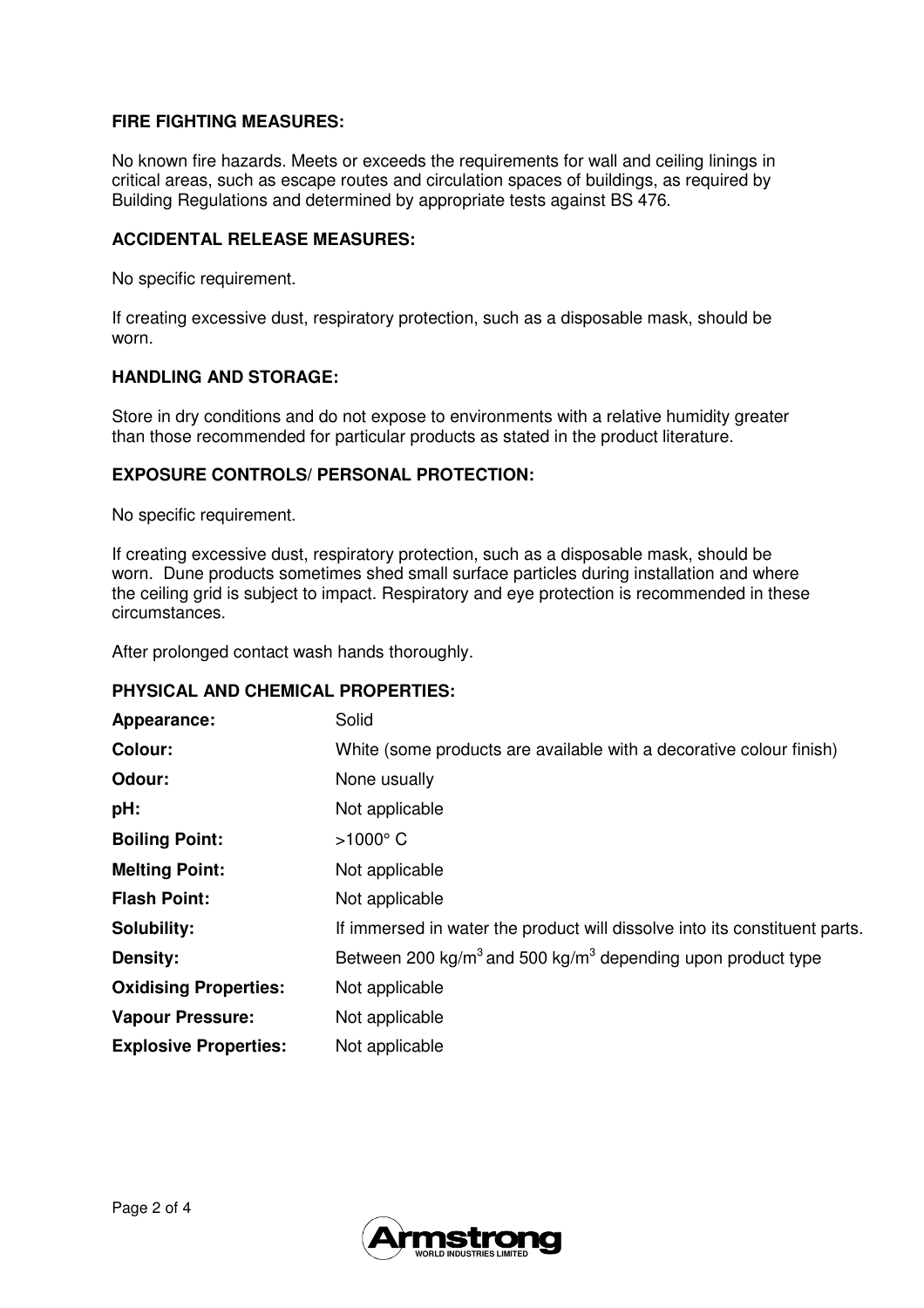**FIRE FIGHTING MEASURES:**

No known fire hazards. Meets or exceeds the requirements for wall and ceiling linings in critical areas, such as escape routes and circulation spaces of buildings, as required by Building Regulations and determined by appropriate tests against BS 476.

**ACCIDENTAL RELEASE MEASURES:**

No specific requirement.

If creating excessive dust, respiratory protection, such as a disposable mask, should be worn.

**HANDLING AND STORAGE:**

Store in dry conditions and do not expose to environments with a relative humidity greater than those recommended for particular products as stated in the product literature.

**EXPOSURE CONTROLS/ PERSONAL PROTECTION:**

No specific requirement.

If creating excessive dust, respiratory protection, such as a disposable mask, should be worn. Dune products sometimes shed small surface particles during installation and where the ceiling grid is subject to impact. Respiratory and eye protection is recommended in these circumstances.

After prolonged contact wash hands thoroughly.

**PHYSICAL AND CHEMICAL PROPERTIES:**

| | |
|---|---|
| **Appearance:** | Solid |
| **Colour:** | White (some products are available with a decorative colour finish) |
| **Odour:** | None usually |
| **pH:** | Not applicable |
| **Boiling Point:** | >1000° C |
| **Melting Point:** | Not applicable |
| **Flash Point:** | Not applicable |
| **Solubility:** | If immersed in water the product will dissolve into its constituent parts. |
| **Density:** | Between 200 $kg/m^3$ and 500 $kg/m^3$ depending upon product type |
| **Oxidising Properties:** | Not applicable |
| **Vapour Pressure:** | Not applicable |
| **Explosive Properties:** | Not applicable |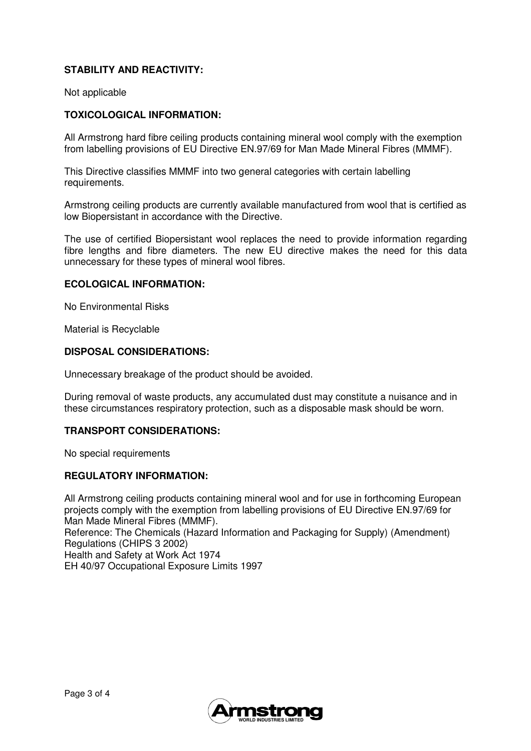**STABILITY AND REACTIVITY:**

Not applicable

**TOXICOLOGICAL INFORMATION:**

All Armstrong hard fibre ceiling products containing mineral wool comply with the exemption from labelling provisions of EU Directive EN.97/69 for Man Made Mineral Fibres (MMMF).

This Directive classifies MMMF into two general categories with certain labelling requirements.

Armstrong ceiling products are currently available manufactured from wool that is certified as low Biopersistant in accordance with the Directive.

The use of certified Biopersistant wool replaces the need to provide information regarding fibre lengths and fibre diameters. The new EU directive makes the need for this data unnecessary for these types of mineral wool fibres.

**ECOLOGICAL INFORMATION:**

No Environmental Risks

Material is Recyclable

**DISPOSAL CONSIDERATIONS:**

Unnecessary breakage of the product should be avoided.

During removal of waste products, any accumulated dust may constitute a nuisance and in these circumstances respiratory protection, such as a disposable mask should be worn.

**TRANSPORT CONSIDERATIONS:**

No special requirements

**REGULATORY INFORMATION:**

All Armstrong ceiling products containing mineral wool and for use in forthcoming European projects comply with the exemption from labelling provisions of EU Directive EN.97/69 for Man Made Mineral Fibres (MMMF).
Reference: The Chemicals (Hazard Information and Packaging for Supply) (Amendment) Regulations (CHIPS 3 2002)
Health and Safety at Work Act 1974
EH 40/97 Occupational Exposure Limits 1997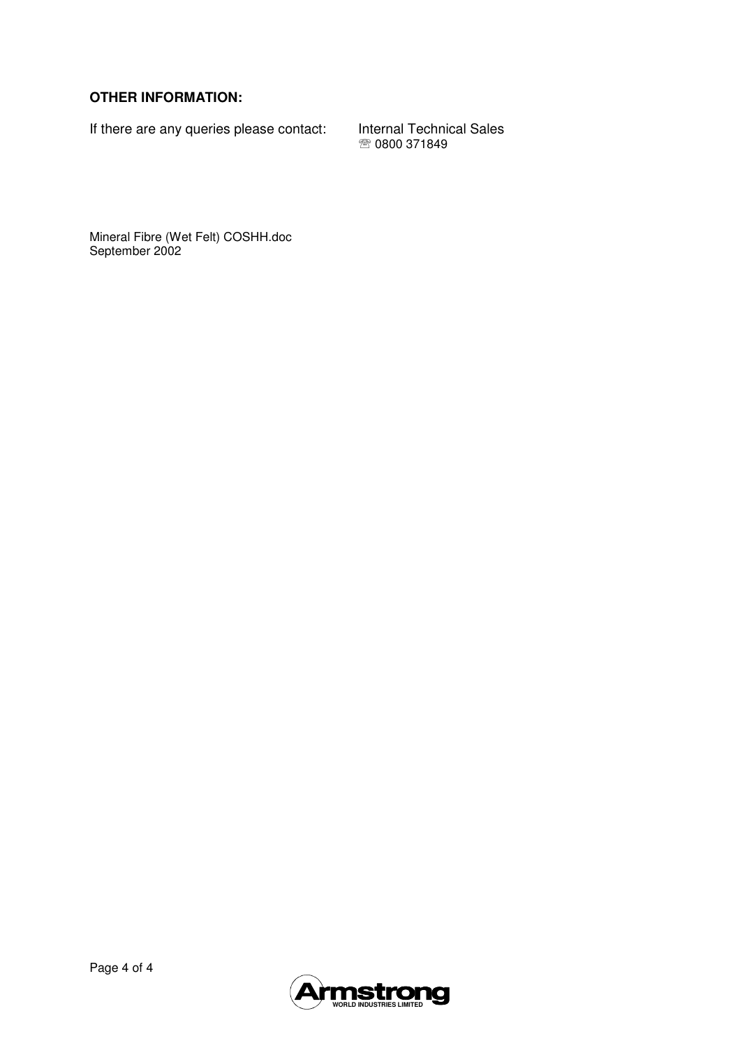**OTHER INFORMATION:**

If there are any queries please contact: Internal Technical Sales
☏ 0800 371849

Mineral Fibre (Wet Felt) COSHH.doc
September 2002